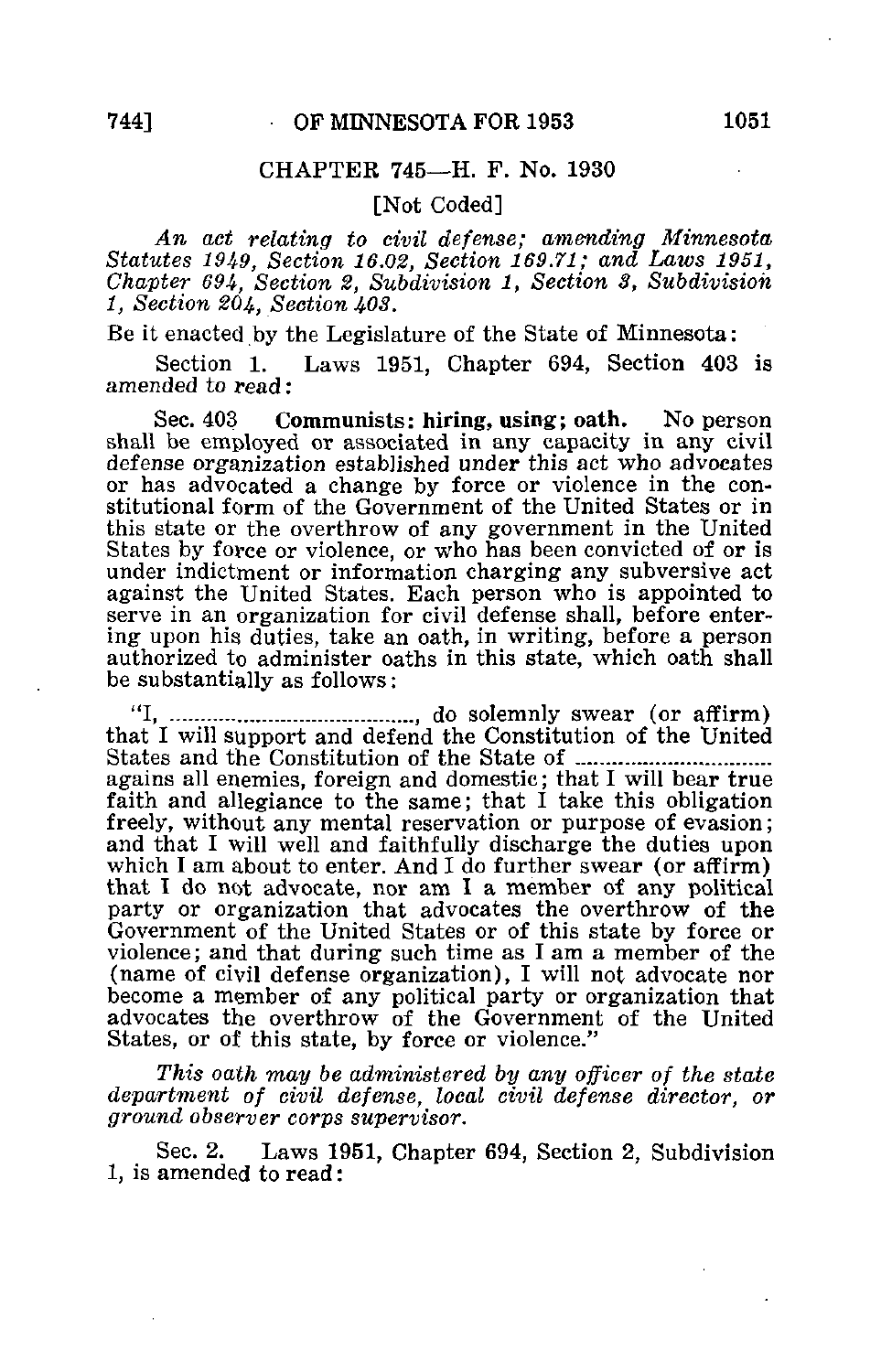## CHAPTER 745—H. F. No. 1930

[Not Coded]

*An act relating to civil defense; amending Minnesota Statutes 1949, Section 16.02, Section 169.71; and Laws 1951, Chapter 694, Section 2, Subdivision 1, Section 3, Subdivision 1, Section 204, Section 403.*

Be it enacted by the Legislature of the State of Minnesota:

Section 1. Laws 1951, Chapter 694, Section 403 is *amended to read:*

Sec. 403 **Communists: hiring, using; oath.** No person shall be employed or associated in any capacity in any civil defense organization established under this act who advocates or has advocated a change by force or violence in the constitutional form of the Government of the United States or in this state or the overthrow of any government in the United States by force or violence, or who has been convicted of or is under indictment or information charging any subversive act against the United States. Each person who is appointed to serve in an organization for civil defense shall, before entering upon his duties, take an oath, in writing, before a person authorized to administer oaths in this state, which oath shall be substantially as follows:

"I, ......................................., do solemnly swear (or affirm) that I will support and defend the Constitution of the United States and the Constitution of the State of ................................ agains all enemies, foreign and domestic; that I will bear true faith and allegiance to the same; that I take this obligation freely, without any mental reservation or purpose of evasion; and that I will well and faithfully discharge the duties upon which I am about to enter. And I do further swear (or affirm) that I do not advocate, nor am I a member of any political party or organization that advocates the overthrow of the Government of the United States or of this state by force or violence; and that during such time as I am a member of the (name of civil defense organization), I will not advocate nor become a member of any political party or organization that advocates the overthrow of the Government of the United States, or of this state, by force or violence."

*This oath may be administered by any officer of the state department of civil defense, local civil defense director, or ground observer corps supervisor.*

Sec. 2. Laws 1951, Chapter 694, Section 2, Subdivision 1, is amended to read: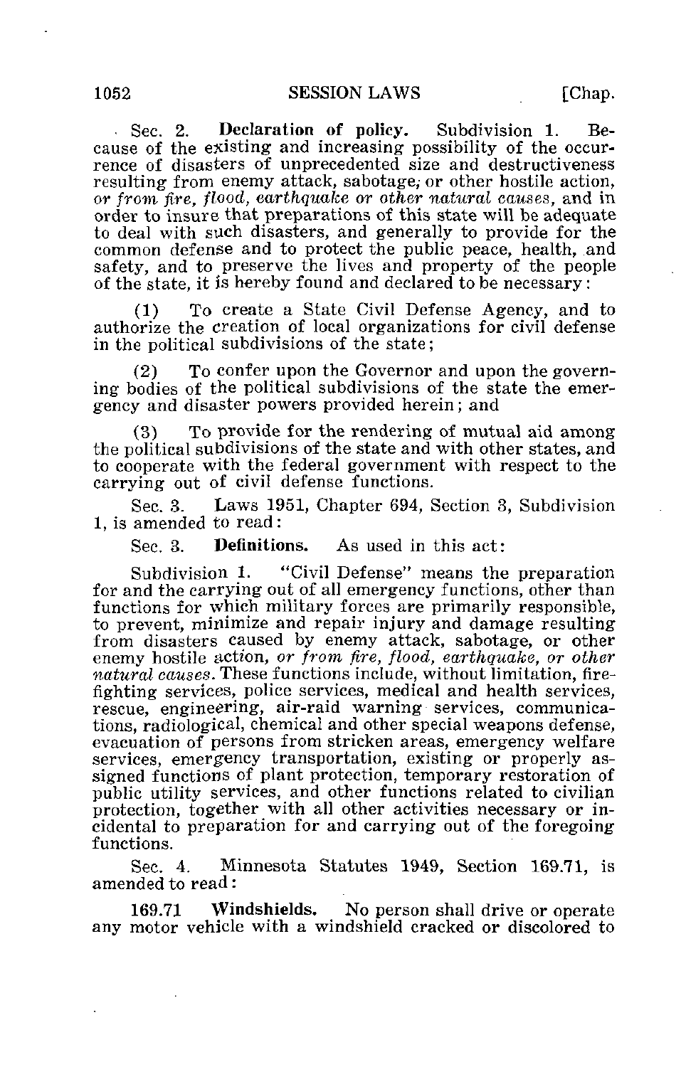Sec. 2. **Declaration of policy.** Subdivision 1. Because of the existing and increasing possibility of the occurrence of disasters of unprecedented size and destructiveness resulting from enemy attack, sabotage, or other hostile action, *or from fire, flood, earthquake or other natural causes*, and in order to insure that preparations of this state will be adequate to deal with such disasters, and generally to provide for the common defense and to protect the public peace, health, and safety, and to preserve the lives and property of the people of the state, it is hereby found and declared to be necessary:

(1) To create a State Civil Defense Agency, and to authorize the creation of local organizations for civil defense in the political subdivisions of the state;

(2) To confer upon the Governor and upon the governing bodies of the political subdivisions of the state the emergency and disaster powers provided herein; and

(3) To provide for the rendering of mutual aid among the political subdivisions of the state and with other states, and to cooperate with the federal government with respect to the carrying out of civil defense functions.

Sec. 3. Laws 1951, Chapter 694, Section 3, Subdivision 1, is amended to read:

Sec. 3. **Definitions.** As used in this act:

Subdivision 1. "Civil Defense" means the preparation for and the carrying out of all emergency functions, other than functions for which military forces are primarily responsible, to prevent, minimize and repair injury and damage resulting from disasters caused by enemy attack, sabotage, or other enemy hostile action, *or from fire, flood, earthquake, or other natural causes*. These functions include, without limitation, firefighting services, police services, medical and health services, rescue, engineering, air-raid warning services, communications, radiological, chemical and other special weapons defense, evacuation of persons from stricken areas, emergency welfare services, emergency transportation, existing or properly assigned functions of plant protection, temporary restoration of public utility services, and other functions related to civilian protection, together with all other activities necessary or incidental to preparation for and carrying out of the foregoing functions.

Sec. 4. Minnesota Statutes 1949, Section 169.71, is amended to read:

169.71 **Windshields.** No person shall drive or operate any motor vehicle with a windshield cracked or discolored to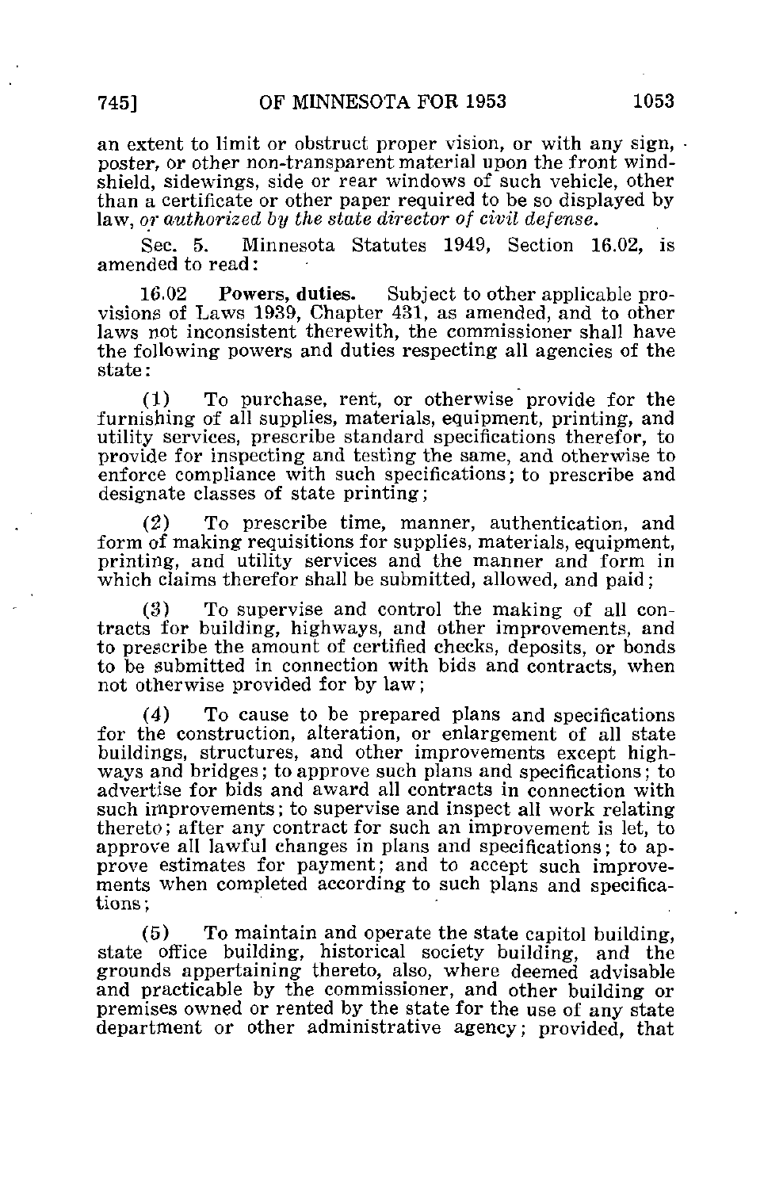an extent to limit or obstruct proper vision, or with any sign, poster, or other non-transparent material upon the front windshield, sidewings, side or rear windows of such vehicle, other than a certificate or other paper required to be so displayed by law, *or authorized by the state director of civil defense.*

Sec. 5. Minnesota Statutes 1949, Section 16.02, is amended to read:

16.02 **Powers, duties.** Subject to other applicable provisions of Laws 1939, Chapter 431, as amended, and to other laws not inconsistent therewith, the commissioner shall have the following powers and duties respecting all agencies of the state:

(1) To purchase, rent, or otherwise provide for the furnishing of all supplies, materials, equipment, printing, and utility services, prescribe standard specifications therefor, to provide for inspecting and testing the same, and otherwise to enforce compliance with such specifications; to prescribe and designate classes of state printing;

(2) To prescribe time, manner, authentication, and form of making requisitions for supplies, materials, equipment, printing, and utility services and the manner and form in which claims therefor shall be submitted, allowed, and paid;

(3) To supervise and control the making of all contracts for building, highways, and other improvements, and to prescribe the amount of certified checks, deposits, or bonds to be submitted in connection with bids and contracts, when not otherwise provided for by law;

(4) To cause to be prepared plans and specifications for the construction, alteration, or enlargement of all state buildings, structures, and other improvements except highways and bridges; to approve such plans and specifications; to advertise for bids and award all contracts in connection with such improvements; to supervise and inspect all work relating thereto; after any contract for such an improvement is let, to approve all lawful changes in plans and specifications; to approve estimates for payment; and to accept such improvements when completed according to such plans and specifications;

(5) To maintain and operate the state capitol building, state office building, historical society building, and the grounds appertaining thereto, also, where deemed advisable and practicable by the commissioner, and other building or premises owned or rented by the state for the use of any state department or other administrative agency; provided, that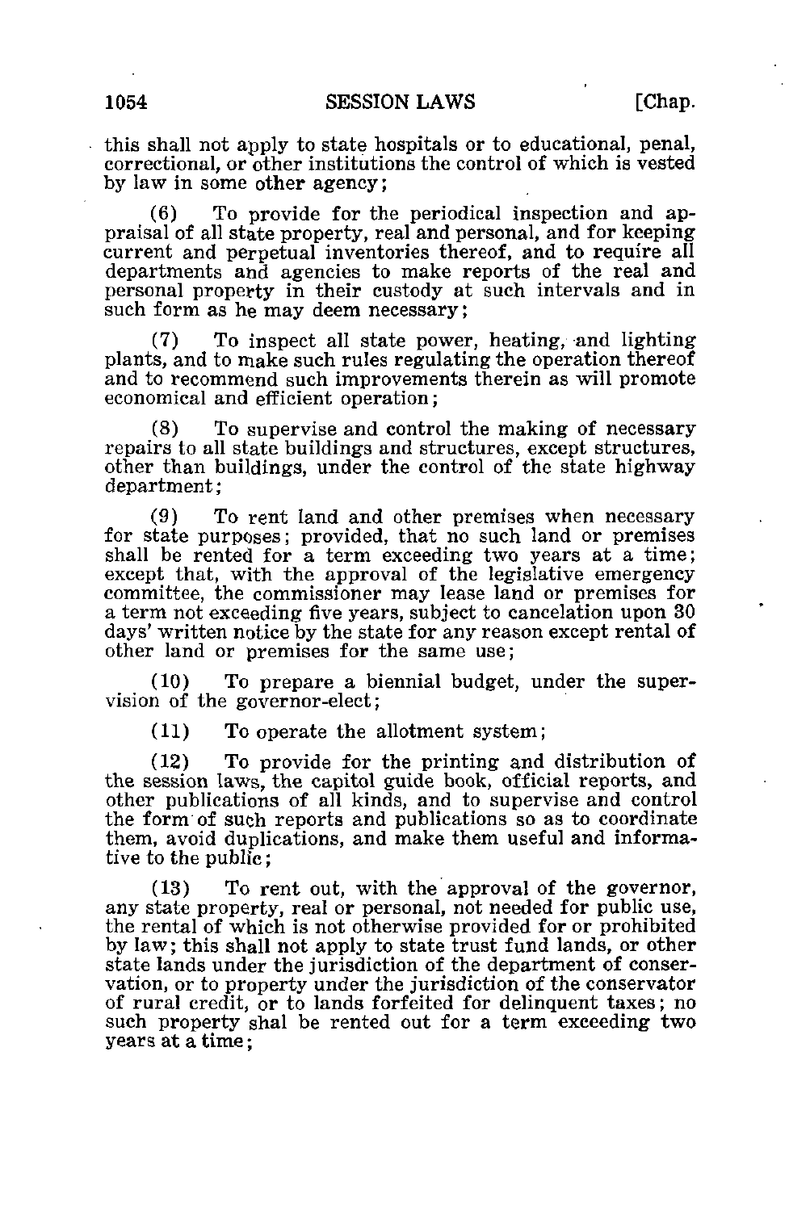this shall not apply to state hospitals or to educational, penal, correctional, or other institutions the control of which is vested by law in some other agency;

(6) To provide for the periodical inspection and appraisal of all state property, real and personal, and for keeping current and perpetual inventories thereof, and to require all departments and agencies to make reports of the real and personal property in their custody at such intervals and in such form as he may deem necessary;

(7) To inspect all state power, heating, and lighting plants, and to make such rules regulating the operation thereof and to recommend such improvements therein as will promote economical and efficient operation;

(8) To supervise and control the making of necessary repairs to all state buildings and structures, except structures, other than buildings, under the control of the state highway department;

(9) To rent land and other premises when necessary for state purposes; provided, that no such land or premises shall be rented for a term exceeding two years at a time; except that, with the approval of the legislative emergency committee, the commissioner may lease land or premises for a term not exceeding five years, subject to cancelation upon 30 days' written notice by the state for any reason except rental of other land or premises for the same use;

(10) To prepare a biennial budget, under the supervision of the governor-elect;

(11) To operate the allotment system;

(12) To provide for the printing and distribution of the session laws, the capitol guide book, official reports, and other publications of all kinds, and to supervise and control the form of such reports and publications so as to coordinate them, avoid duplications, and make them useful and informative to the public;

(13) To rent out, with the approval of the governor, any state property, real or personal, not needed for public use, the rental of which is not otherwise provided for or prohibited by law; this shall not apply to state trust fund lands, or other state lands under the jurisdiction of the department of conservation, or to property under the jurisdiction of the conservator of rural credit, or to lands forfeited for delinquent taxes; no such property shal be rented out for a term exceeding two years at a time;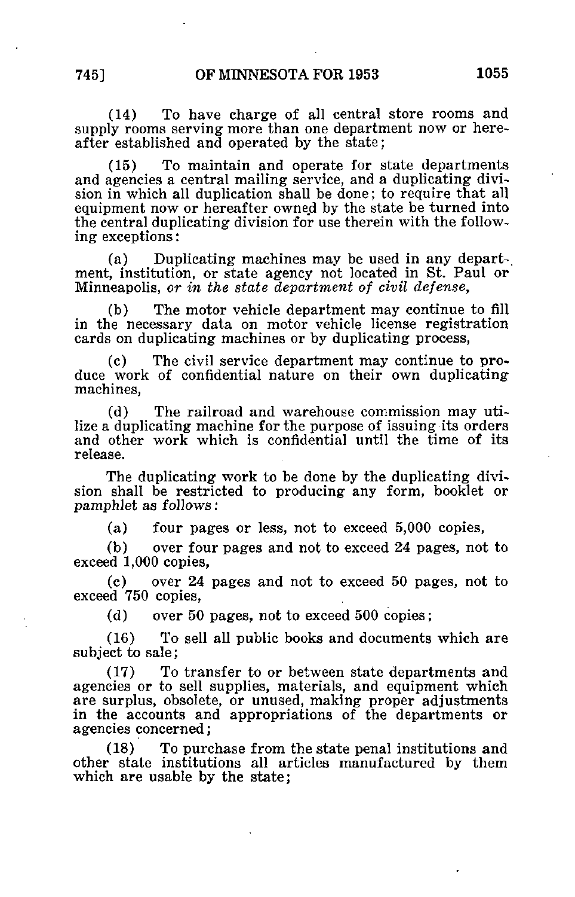(14) To have charge of all central store rooms and supply rooms serving more than one department now or hereafter established and operated by the state;

(15) To maintain and operate for state departments and agencies a central mailing service, and a duplicating division in which all duplication shall be done; to require that all equipment now or hereafter owned by the state be turned into the central duplicating division for use therein with the following exceptions:

(a) Duplicating machines may be used in any department, institution, or state agency not located in St. Paul or Minneapolis, *or in the state department of civil defense,*

(b) The motor vehicle department may continue to fill in the necessary data on motor vehicle license registration cards on duplicating machines or by duplicating process,

(c) The civil service department may continue to produce work of confidential nature on their own duplicating machines,

(d) The railroad and warehouse commission may utilize a duplicating machine for the purpose of issuing its orders and other work which is confidential until the time of its release.

The duplicating work to be done by the duplicating division shall be restricted to producing any form, booklet or pamphlet as follows:

(a) four pages or less, not to exceed 5,000 copies,

(b) over four pages and not to exceed 24 pages, not to exceed 1,000 copies,

(c) over 24 pages and not to exceed 50 pages, not to exceed 750 copies,

(d) over 50 pages, not to exceed 500 copies;

(16) To sell all public books and documents which are subject to sale;

(17) To transfer to or between state departments and agencies or to sell supplies, materials, and equipment which are surplus, obsolete, or unused, making proper adjustments in the accounts and appropriations of the departments or agencies concerned;

(18) To purchase from the state penal institutions and other state institutions all articles manufactured by them which are usable by the state;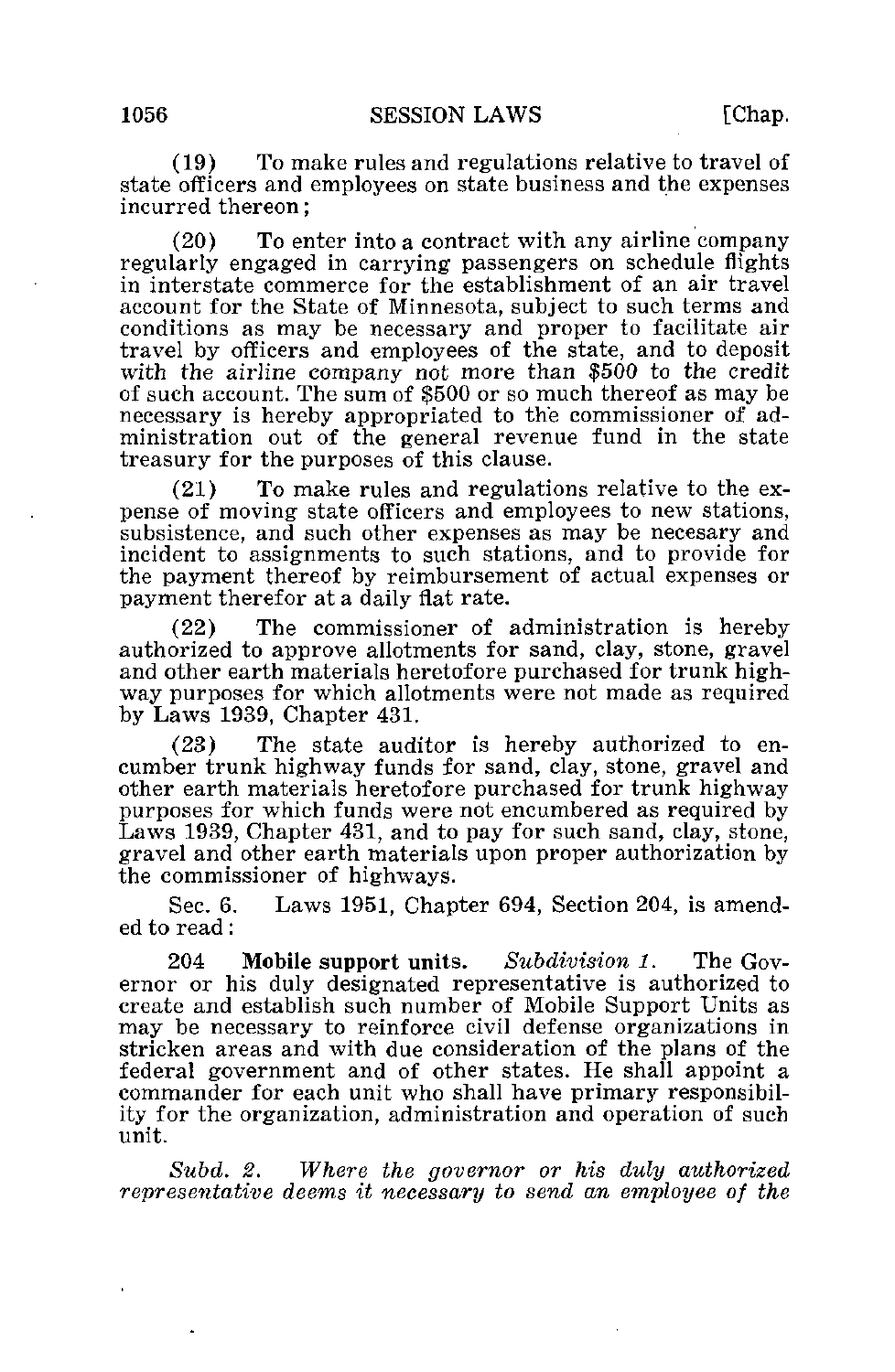(19) To make rules and regulations relative to travel of state officers and employees on state business and the expenses incurred thereon;

(20) To enter into a contract with any airline company regularly engaged in carrying passengers on schedule flights in interstate commerce for the establishment of an air travel account for the State of Minnesota, subject to such terms and conditions as may be necessary and proper to facilitate air travel by officers and employees of the state, and to deposit *with the airline company not more than $500 to the credit* of such account. The sum of $500 or so much thereof as may be necessary is hereby appropriated to the commissioner of administration out of the general revenue fund in the state treasury for the purposes of this clause.

(21) To make rules and regulations relative to the expense of moving state officers and employees to new stations, subsistence, and such other expenses as may be necesary and incident to assignments to such stations, and to provide for the payment thereof by reimbursement of actual expenses or payment therefor at a daily flat rate.

(22) The commissioner of administration is hereby authorized to approve allotments for sand, clay, stone, gravel and other earth materials heretofore purchased for trunk highway purposes for which allotments were not made as required by Laws 1939, Chapter 431.

(23) The state auditor is hereby authorized to encumber trunk highway funds for sand, clay, stone, gravel and other earth materials heretofore purchased for trunk highway purposes for which funds were not encumbered as required by Laws 1939, Chapter 431, and to pay for such sand, clay, stone, gravel and other earth materials upon proper authorization by the commissioner of highways.

Sec. 6. Laws 1951, Chapter 694, Section 204, is amended to read:

204 **Mobile support units.** *Subdivision 1.* The Governor or his duly designated representative is authorized to create and establish such number of Mobile Support Units as may be necessary to reinforce civil defense organizations in stricken areas and with due consideration of the plans of the federal government and of other states. He shall appoint a commander for each unit who shall have primary responsibility for the organization, administration and operation of such unit.

*Subd. 2. Where the governor or his duly authorized representative deems it necessary to send an employee of the*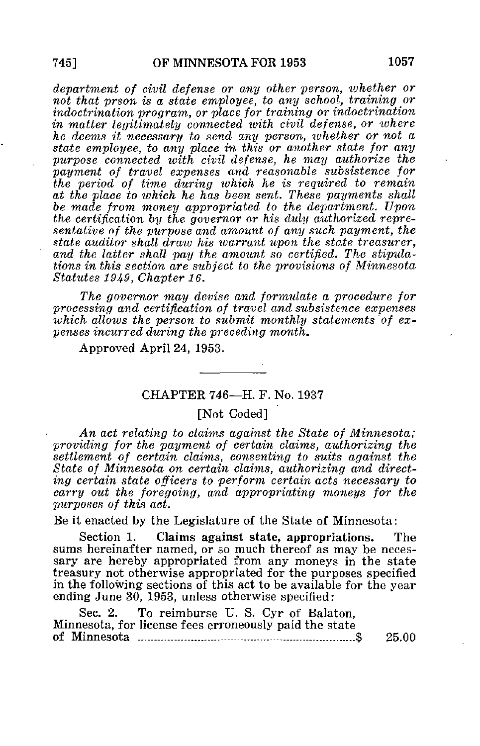*department of civil defense or any other person, whether or not that prson is a state employee, to any school, training or indoctrination program, or place for training or indoctrination in matter legitimately connected with civil defense, or where he deems it necessary to send any person, whether or not a state employee, to any place in this or another state for any purpose connected with civil defense, he may authorize the payment of travel expenses and reasonable subsistence for the period of time during which he is required to remain at the place to which he has been sent. These payments shall be made from money appropriated to the department. Upon the certification by the governor or his duly authorized representative of the purpose and amount of any such payment, the state auditor shall draw his warrant upon the state treasurer, and the latter shall pay the amount so certified. The stipulations in this section are subject to the provisions of Minnesota Statutes 1949, Chapter 16.*

*The governor may devise and formulate a procedure for processing and certification of travel and subsistence expenses which allows the person to submit monthly statements of expenses incurred during the preceding month.*

Approved April 24, 1953.

---

## CHAPTER 746—H. F. No. 1937

[Not Coded]

*An act relating to claims against the State of Minnesota; providing for the payment of certain claims, authorizing the settlement of certain claims, consenting to suits against the State of Minnesota on certain claims, authorizing and directing certain state officers to perform certain acts necessary to carry out the foregoing, and appropriating moneys for the purposes of this act.*

Be it enacted by the Legislature of the State of Minnesota:

Section 1. **Claims against state, appropriations.** The sums hereinafter named, or so much thereof as may be necessary are hereby appropriated from any moneys in the state treasury not otherwise appropriated for the purposes specified in the following sections of this act to be available for the year ending June 30, 1953, unless otherwise specified:

Sec. 2. To reimburse U. S. Cyr of Balaton, Minnesota, for license fees erroneously paid the state of Minnesota ............$ 25.00